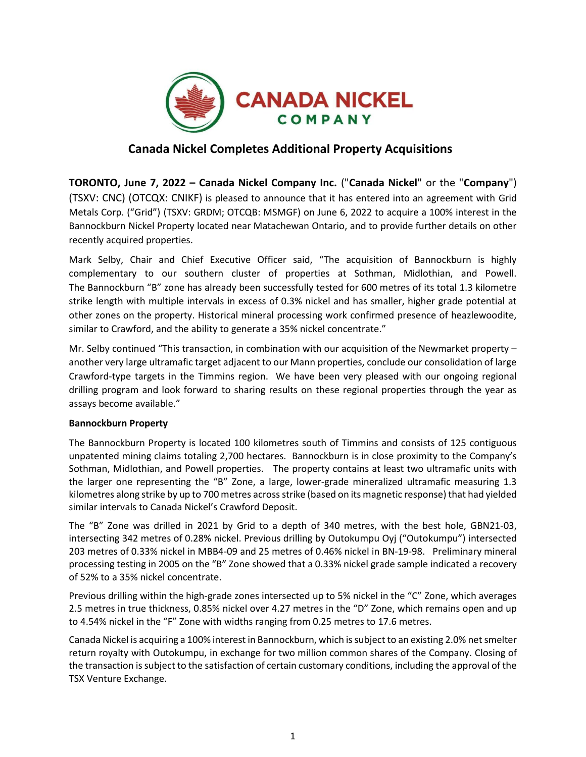# Canada Nickel Completes Additional Property Acquisitions

**TORONTO, June 7, 2022 – Canada Nickel Company Inc.** ("**Canada Nickel**" or the "**Company**") (TSXV: CNC) (OTCQX: CNIKF) is pleased to announce that it has entered into an agreement with Grid Metals Corp. ("Grid") (TSXV: GRDM; OTCQB: MSMGF) on June 6, 2022 to acquire a 100% interest in the Bannockburn Nickel Property located near Matachewan Ontario, and to provide further details on other recently acquired properties.

Mark Selby, Chair and Chief Executive Officer said, "The acquisition of Bannockburn is highly complementary to our southern cluster of properties at Sothman, Midlothian, and Powell. The Bannockburn "B" zone has already been successfully tested for 600 metres of its total 1.3 kilometre strike length with multiple intervals in excess of 0.3% nickel and has smaller, higher grade potential at other zones on the property. Historical mineral processing work confirmed presence of heazlewoodite, similar to Crawford, and the ability to generate a 35% nickel concentrate."

Mr. Selby continued "This transaction, in combination with our acquisition of the Newmarket property – another very large ultramafic target adjacent to our Mann properties, conclude our consolidation of large Crawford-type targets in the Timmins region. We have been very pleased with our ongoing regional drilling program and look forward to sharing results on these regional properties through the year as assays become available."

**Bannockburn Property**

The Bannockburn Property is located 100 kilometres south of Timmins and consists of 125 contiguous unpatented mining claims totaling 2,700 hectares. Bannockburn is in close proximity to the Company's Sothman, Midlothian, and Powell properties. The property contains at least two ultramafic units with the larger one representing the "B" Zone, a large, lower-grade mineralized ultramafic measuring 1.3 kilometres along strike by up to 700 metres across strike (based on its magnetic response) that had yielded similar intervals to Canada Nickel's Crawford Deposit.

The "B" Zone was drilled in 2021 by Grid to a depth of 340 metres, with the best hole, GBN21-03, intersecting 342 metres of 0.28% nickel. Previous drilling by Outokumpu Oyj ("Outokumpu") intersected 203 metres of 0.33% nickel in MBB4-09 and 25 metres of 0.46% nickel in BN-19-98. Preliminary mineral processing testing in 2005 on the "B" Zone showed that a 0.33% nickel grade sample indicated a recovery of 52% to a 35% nickel concentrate.

Previous drilling within the high-grade zones intersected up to 5% nickel in the "C" Zone, which averages 2.5 metres in true thickness, 0.85% nickel over 4.27 metres in the "D" Zone, which remains open and up to 4.54% nickel in the "F" Zone with widths ranging from 0.25 metres to 17.6 metres.

Canada Nickel is acquiring a 100% interest in Bannockburn, which is subject to an existing 2.0% net smelter return royalty with Outokumpu, in exchange for two million common shares of the Company. Closing of the transaction is subject to the satisfaction of certain customary conditions, including the approval of the TSX Venture Exchange.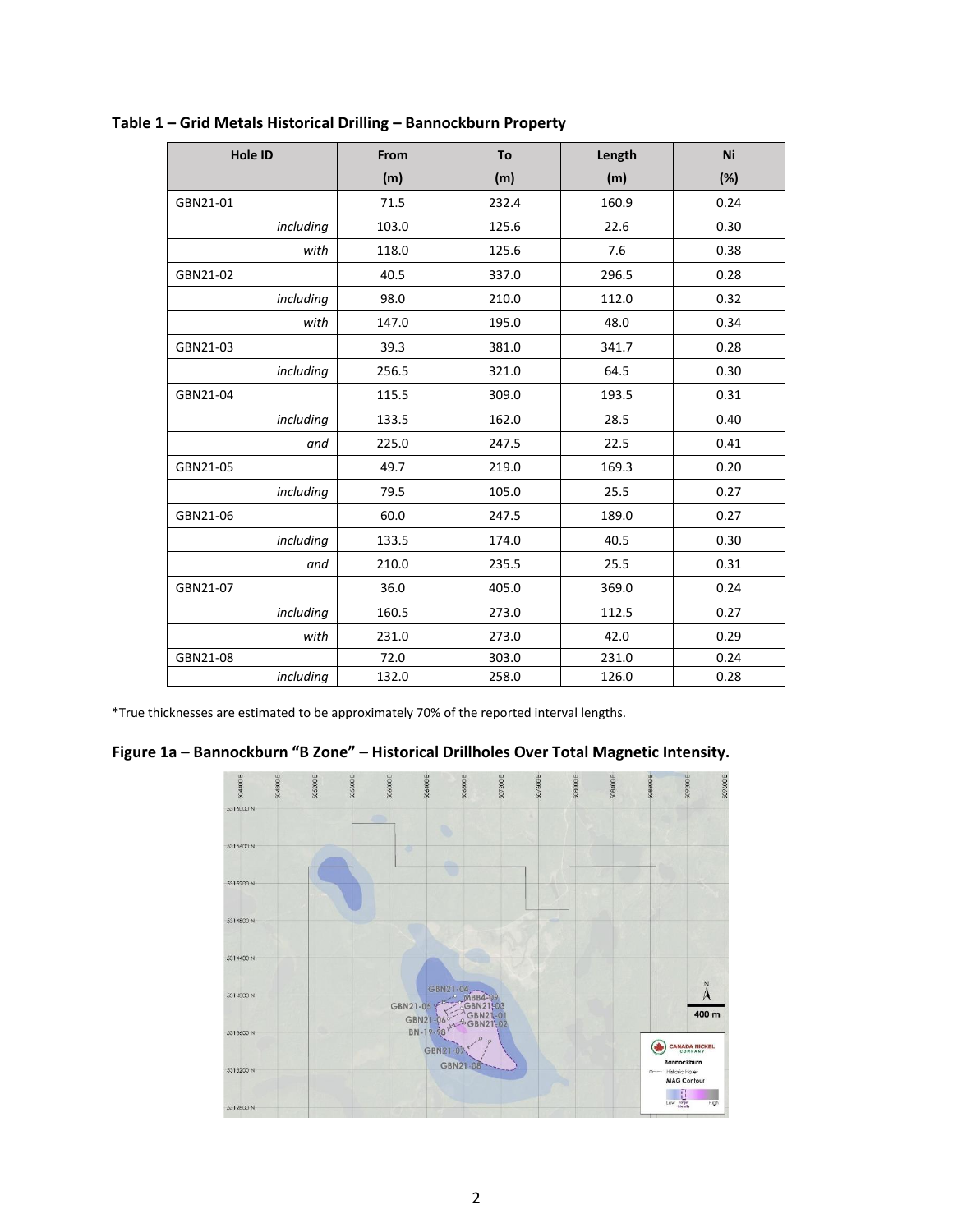**Table 1 – Grid Metals Historical Drilling – Bannockburn Property**

| Hole ID | From (m) | To (m) | Length (m) | Ni (%) |
|---|---|---|---|---|
| GBN21-01 | 71.5 | 232.4 | 160.9 | 0.24 |
| *including* | 103.0 | 125.6 | 22.6 | 0.30 |
| *with* | 118.0 | 125.6 | 7.6 | 0.38 |
| GBN21-02 | 40.5 | 337.0 | 296.5 | 0.28 |
| *including* | 98.0 | 210.0 | 112.0 | 0.32 |
| *with* | 147.0 | 195.0 | 48.0 | 0.34 |
| GBN21-03 | 39.3 | 381.0 | 341.7 | 0.28 |
| *including* | 256.5 | 321.0 | 64.5 | 0.30 |
| GBN21-04 | 115.5 | 309.0 | 193.5 | 0.31 |
| *including* | 133.5 | 162.0 | 28.5 | 0.40 |
| *and* | 225.0 | 247.5 | 22.5 | 0.41 |
| GBN21-05 | 49.7 | 219.0 | 169.3 | 0.20 |
| *including* | 79.5 | 105.0 | 25.5 | 0.27 |
| GBN21-06 | 60.0 | 247.5 | 189.0 | 0.27 |
| *including* | 133.5 | 174.0 | 40.5 | 0.30 |
| *and* | 210.0 | 235.5 | 25.5 | 0.31 |
| GBN21-07 | 36.0 | 405.0 | 369.0 | 0.24 |
| *including* | 160.5 | 273.0 | 112.5 | 0.27 |
| *with* | 231.0 | 273.0 | 42.0 | 0.29 |
| GBN21-08 | 72.0 | 303.0 | 231.0 | 0.24 |
| *including* | 132.0 | 258.0 | 126.0 | 0.28 |

*True thicknesses are estimated to be approximately 70% of the reported interval lengths.

**Figure 1a – Bannockburn "B Zone" – Historical Drillholes Over Total Magnetic Intensity.**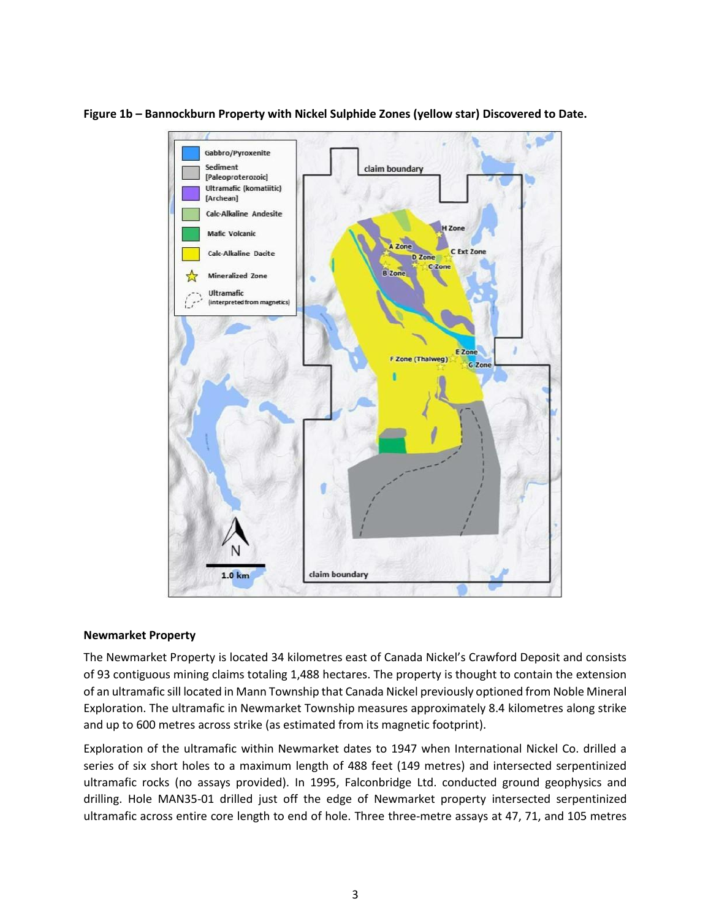**Figure 1b – Bannockburn Property with Nickel Sulphide Zones (yellow star) Discovered to Date.**

**Newmarket Property**

The Newmarket Property is located 34 kilometres east of Canada Nickel's Crawford Deposit and consists of 93 contiguous mining claims totaling 1,488 hectares. The property is thought to contain the extension of an ultramafic sill located in Mann Township that Canada Nickel previously optioned from Noble Mineral Exploration. The ultramafic in Newmarket Township measures approximately 8.4 kilometres along strike and up to 600 metres across strike (as estimated from its magnetic footprint).

Exploration of the ultramafic within Newmarket dates to 1947 when International Nickel Co. drilled a series of six short holes to a maximum length of 488 feet (149 metres) and intersected serpentinized ultramafic rocks (no assays provided). In 1995, Falconbridge Ltd. conducted ground geophysics and drilling. Hole MAN35-01 drilled just off the edge of Newmarket property intersected serpentinized ultramafic across entire core length to end of hole. Three three-metre assays at 47, 71, and 105 metres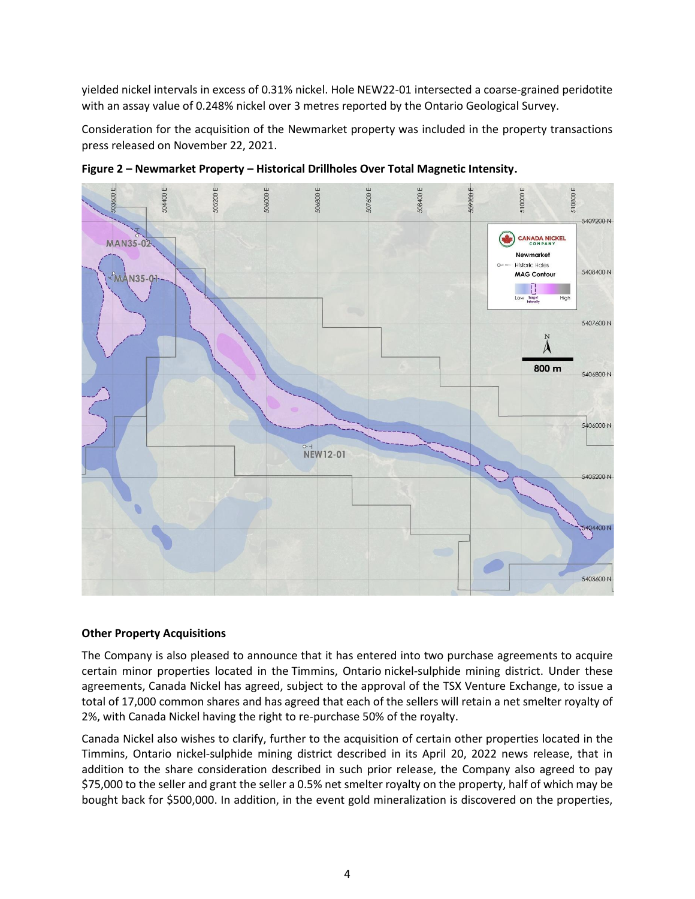yielded nickel intervals in excess of 0.31% nickel. Hole NEW22-01 intersected a coarse-grained peridotite with an assay value of 0.248% nickel over 3 metres reported by the Ontario Geological Survey.

Consideration for the acquisition of the Newmarket property was included in the property transactions press released on November 22, 2021.

**Figure 2 – Newmarket Property – Historical Drillholes Over Total Magnetic Intensity.**

**Other Property Acquisitions**

The Company is also pleased to announce that it has entered into two purchase agreements to acquire certain minor properties located in the Timmins, Ontario nickel-sulphide mining district. Under these agreements, Canada Nickel has agreed, subject to the approval of the TSX Venture Exchange, to issue a total of 17,000 common shares and has agreed that each of the sellers will retain a net smelter royalty of 2%, with Canada Nickel having the right to re-purchase 50% of the royalty.

Canada Nickel also wishes to clarify, further to the acquisition of certain other properties located in the Timmins, Ontario nickel-sulphide mining district described in its April 20, 2022 news release, that in addition to the share consideration described in such prior release, the Company also agreed to pay $75,000 to the seller and grant the seller a 0.5% net smelter royalty on the property, half of which may be bought back for $500,000. In addition, in the event gold mineralization is discovered on the properties,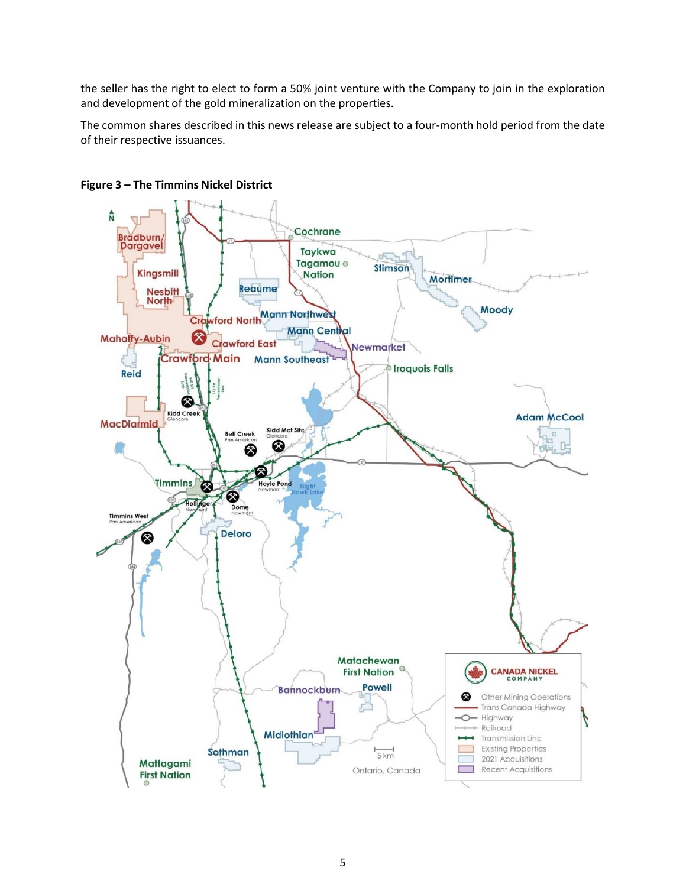the seller has the right to elect to form a 50% joint venture with the Company to join in the exploration and development of the gold mineralization on the properties.

The common shares described in this news release are subject to a four-month hold period from the date of their respective issuances.

**Figure 3 – The Timmins Nickel District**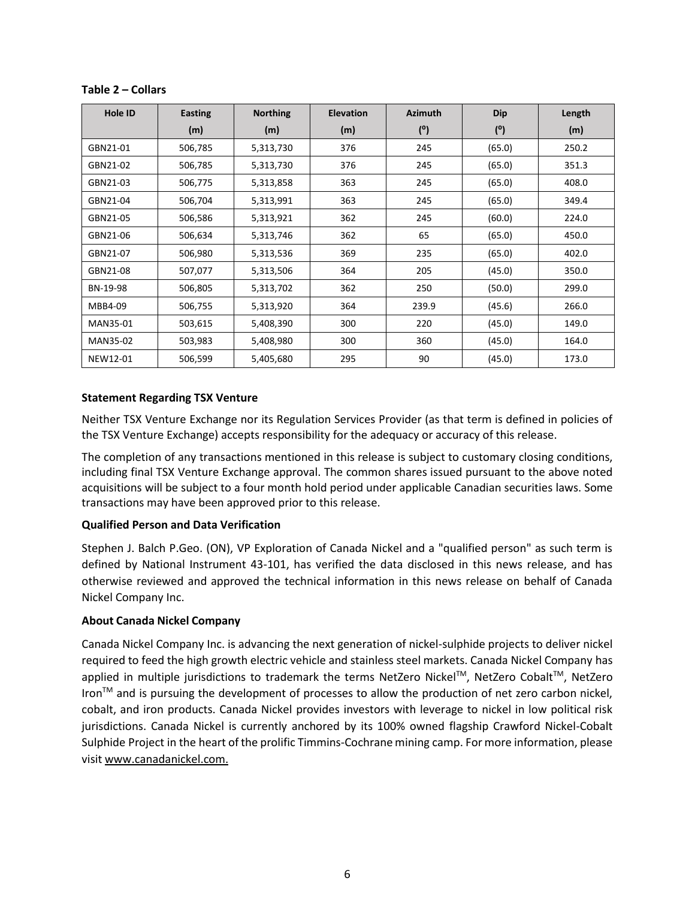**Table 2 – Collars**

| Hole ID | Easting (m) | Northing (m) | Elevation (m) | Azimuth (º) | Dip (º) | Length (m) |
|---|---|---|---|---|---|---|
| GBN21-01 | 506,785 | 5,313,730 | 376 | 245 | (65.0) | 250.2 |
| GBN21-02 | 506,785 | 5,313,730 | 376 | 245 | (65.0) | 351.3 |
| GBN21-03 | 506,775 | 5,313,858 | 363 | 245 | (65.0) | 408.0 |
| GBN21-04 | 506,704 | 5,313,991 | 363 | 245 | (65.0) | 349.4 |
| GBN21-05 | 506,586 | 5,313,921 | 362 | 245 | (60.0) | 224.0 |
| GBN21-06 | 506,634 | 5,313,746 | 362 | 65 | (65.0) | 450.0 |
| GBN21-07 | 506,980 | 5,313,536 | 369 | 235 | (65.0) | 402.0 |
| GBN21-08 | 507,077 | 5,313,506 | 364 | 205 | (45.0) | 350.0 |
| BN-19-98 | 506,805 | 5,313,702 | 362 | 250 | (50.0) | 299.0 |
| MBB4-09 | 506,755 | 5,313,920 | 364 | 239.9 | (45.6) | 266.0 |
| MAN35-01 | 503,615 | 5,408,390 | 300 | 220 | (45.0) | 149.0 |
| MAN35-02 | 503,983 | 5,408,980 | 300 | 360 | (45.0) | 164.0 |
| NEW12-01 | 506,599 | 5,405,680 | 295 | 90 | (45.0) | 173.0 |

**Statement Regarding TSX Venture**

Neither TSX Venture Exchange nor its Regulation Services Provider (as that term is defined in policies of the TSX Venture Exchange) accepts responsibility for the adequacy or accuracy of this release.

The completion of any transactions mentioned in this release is subject to customary closing conditions, including final TSX Venture Exchange approval. The common shares issued pursuant to the above noted acquisitions will be subject to a four month hold period under applicable Canadian securities laws. Some transactions may have been approved prior to this release.

**Qualified Person and Data Verification**

Stephen J. Balch P.Geo. (ON), VP Exploration of Canada Nickel and a "qualified person" as such term is defined by National Instrument 43-101, has verified the data disclosed in this news release, and has otherwise reviewed and approved the technical information in this news release on behalf of Canada Nickel Company Inc.

**About Canada Nickel Company**

Canada Nickel Company Inc. is advancing the next generation of nickel-sulphide projects to deliver nickel required to feed the high growth electric vehicle and stainless steel markets. Canada Nickel Company has applied in multiple jurisdictions to trademark the terms NetZero Nickel™, NetZero Cobalt™, NetZero Iron™ and is pursuing the development of processes to allow the production of net zero carbon nickel, cobalt, and iron products. Canada Nickel provides investors with leverage to nickel in low political risk jurisdictions. Canada Nickel is currently anchored by its 100% owned flagship Crawford Nickel-Cobalt Sulphide Project in the heart of the prolific Timmins-Cochrane mining camp. For more information, please visit www.canadanickel.com.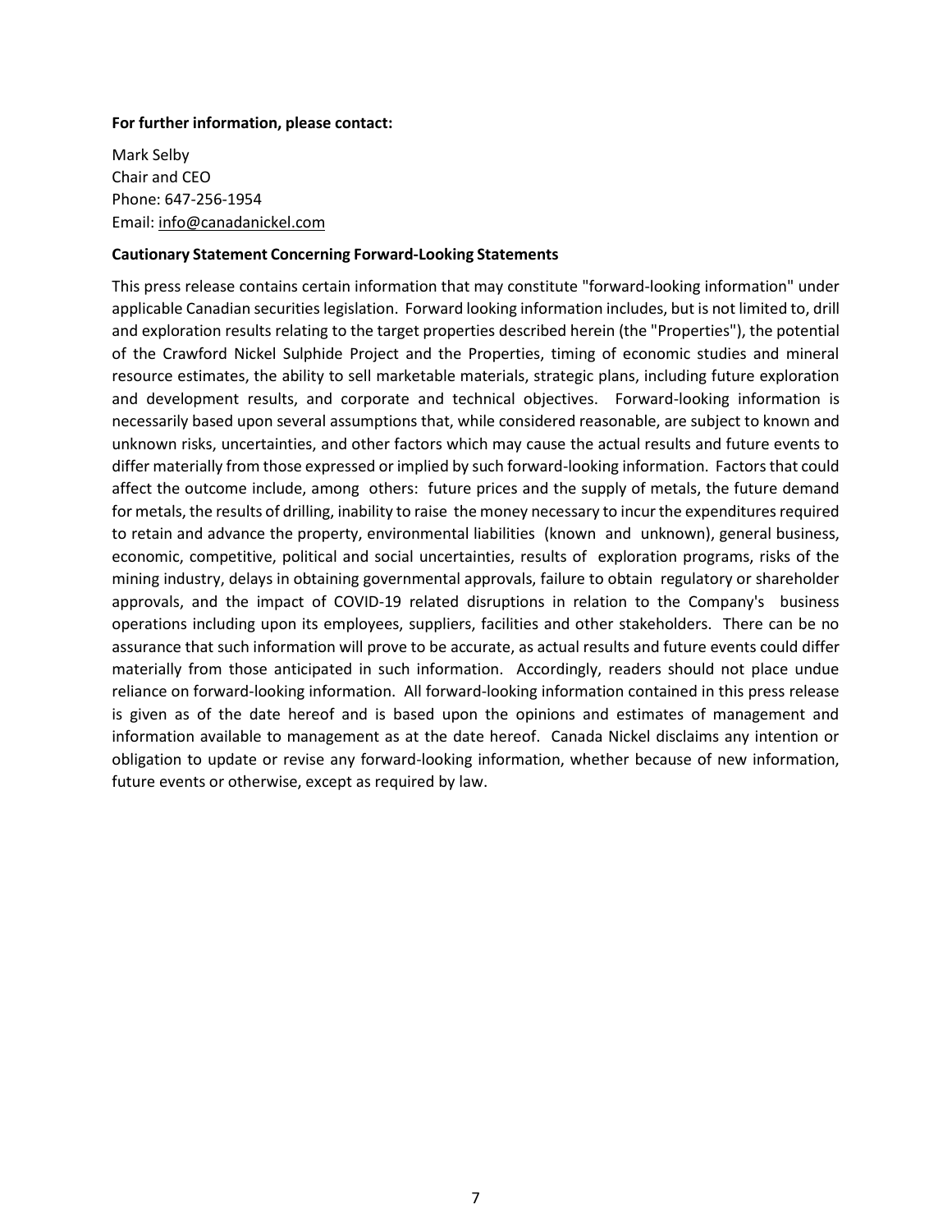**For further information, please contact:**

Mark Selby
Chair and CEO
Phone: 647-256-1954
Email: info@canadanickel.com

**Cautionary Statement Concerning Forward-Looking Statements**

This press release contains certain information that may constitute "forward-looking information" under applicable Canadian securities legislation. Forward looking information includes, but is not limited to, drill and exploration results relating to the target properties described herein (the "Properties"), the potential of the Crawford Nickel Sulphide Project and the Properties, timing of economic studies and mineral resource estimates, the ability to sell marketable materials, strategic plans, including future exploration and development results, and corporate and technical objectives. Forward-looking information is necessarily based upon several assumptions that, while considered reasonable, are subject to known and unknown risks, uncertainties, and other factors which may cause the actual results and future events to differ materially from those expressed or implied by such forward-looking information. Factors that could affect the outcome include, among others: future prices and the supply of metals, the future demand for metals, the results of drilling, inability to raise the money necessary to incur the expenditures required to retain and advance the property, environmental liabilities (known and unknown), general business, economic, competitive, political and social uncertainties, results of exploration programs, risks of the mining industry, delays in obtaining governmental approvals, failure to obtain regulatory or shareholder approvals, and the impact of COVID-19 related disruptions in relation to the Company's business operations including upon its employees, suppliers, facilities and other stakeholders. There can be no assurance that such information will prove to be accurate, as actual results and future events could differ materially from those anticipated in such information. Accordingly, readers should not place undue reliance on forward-looking information. All forward-looking information contained in this press release is given as of the date hereof and is based upon the opinions and estimates of management and information available to management as at the date hereof. Canada Nickel disclaims any intention or obligation to update or revise any forward-looking information, whether because of new information, future events or otherwise, except as required by law.